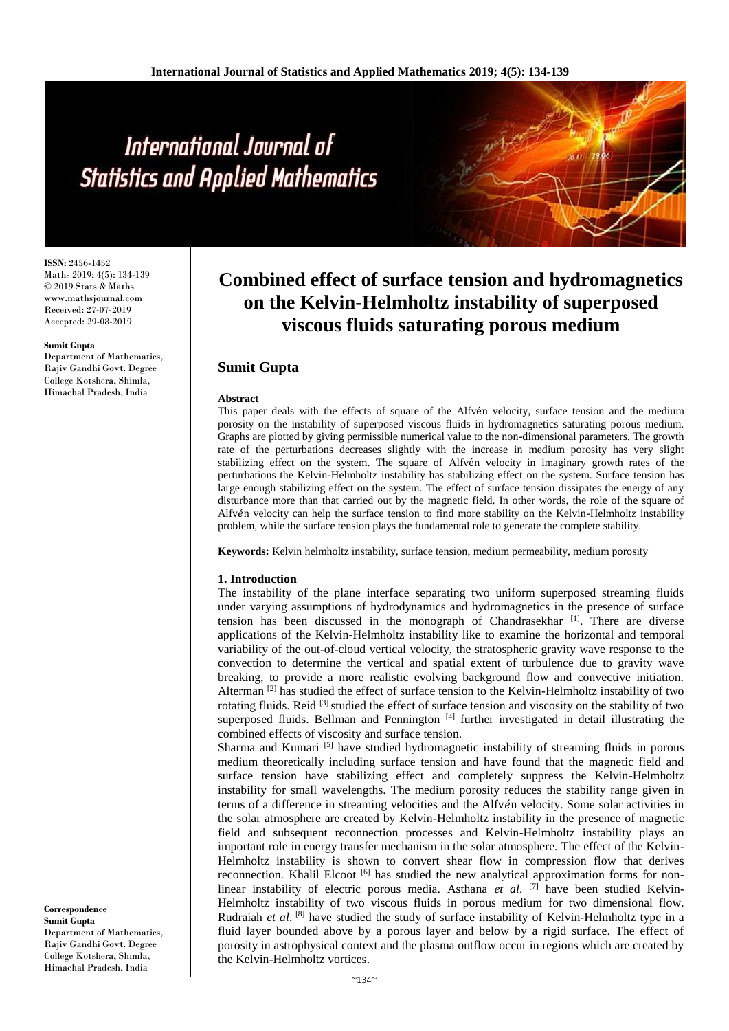# Combined effect of surface tension and hydromagnetics on the Kelvin-Helmholtz instability of superposed viscous fluids saturating porous medium

**ISSN:** 2456-1452
Maths 2019; 4(5): 134-139
© 2019 Stats & Maths
www.mathsjournal.com
Received: 27-07-2019
Accepted: 29-08-2019

**Sumit Gupta**
Department of Mathematics, Rajiv Gandhi Govt. Degree College Kotshera, Shimla, Himachal Pradesh, India

**Correspondence**
**Sumit Gupta**
Department of Mathematics, Rajiv Gandhi Govt. Degree College Kotshera, Shimla, Himachal Pradesh, India

## Sumit Gupta

### Abstract

This paper deals with the effects of square of the Alfvén velocity, surface tension and the medium porosity on the instability of superposed viscous fluids in hydromagnetics saturating porous medium. Graphs are plotted by giving permissible numerical value to the non-dimensional parameters. The growth rate of the perturbations decreases slightly with the increase in medium porosity has very slight stabilizing effect on the system. The square of Alfvén velocity in imaginary growth rates of the perturbations the Kelvin-Helmholtz instability has stabilizing effect on the system. Surface tension has large enough stabilizing effect on the system. The effect of surface tension dissipates the energy of any disturbance more than that carried out by the magnetic field. In other words, the role of the square of Alfvén velocity can help the surface tension to find more stability on the Kelvin-Helmholtz instability problem, while the surface tension plays the fundamental role to generate the complete stability.

**Keywords:** Kelvin helmholtz instability, surface tension, medium permeability, medium porosity

## 1. Introduction

The instability of the plane interface separating two uniform superposed streaming fluids under varying assumptions of hydrodynamics and hydromagnetics in the presence of surface tension has been discussed in the monograph of Chandrasekhar [1]. There are diverse applications of the Kelvin-Helmholtz instability like to examine the horizontal and temporal variability of the out-of-cloud vertical velocity, the stratospheric gravity wave response to the convection to determine the vertical and spatial extent of turbulence due to gravity wave breaking, to provide a more realistic evolving background flow and convective initiation. Alterman [2] has studied the effect of surface tension to the Kelvin-Helmholtz instability of two rotating fluids. Reid [3] studied the effect of surface tension and viscosity on the stability of two superposed fluids. Bellman and Pennington [4] further investigated in detail illustrating the combined effects of viscosity and surface tension.

Sharma and Kumari [5] have studied hydromagnetic instability of streaming fluids in porous medium theoretically including surface tension and have found that the magnetic field and surface tension have stabilizing effect and completely suppress the Kelvin-Helmholtz instability for small wavelengths. The medium porosity reduces the stability range given in terms of a difference in streaming velocities and the Alfvén velocity. Some solar activities in the solar atmosphere are created by Kelvin-Helmholtz instability in the presence of magnetic field and subsequent reconnection processes and Kelvin-Helmholtz instability plays an important role in energy transfer mechanism in the solar atmosphere. The effect of the Kelvin-Helmholtz instability is shown to convert shear flow in compression flow that derives reconnection. Khalil Elcoot [6] has studied the new analytical approximation forms for non-linear instability of electric porous media. Asthana *et al*. [7] have been studied Kelvin-Helmholtz instability of two viscous fluids in porous medium for two dimensional flow. Rudraiah *et al*. [8] have studied the study of surface instability of Kelvin-Helmholtz type in a fluid layer bounded above by a porous layer and below by a rigid surface. The effect of porosity in astrophysical context and the plasma outflow occur in regions which are created by the Kelvin-Helmholtz vortices.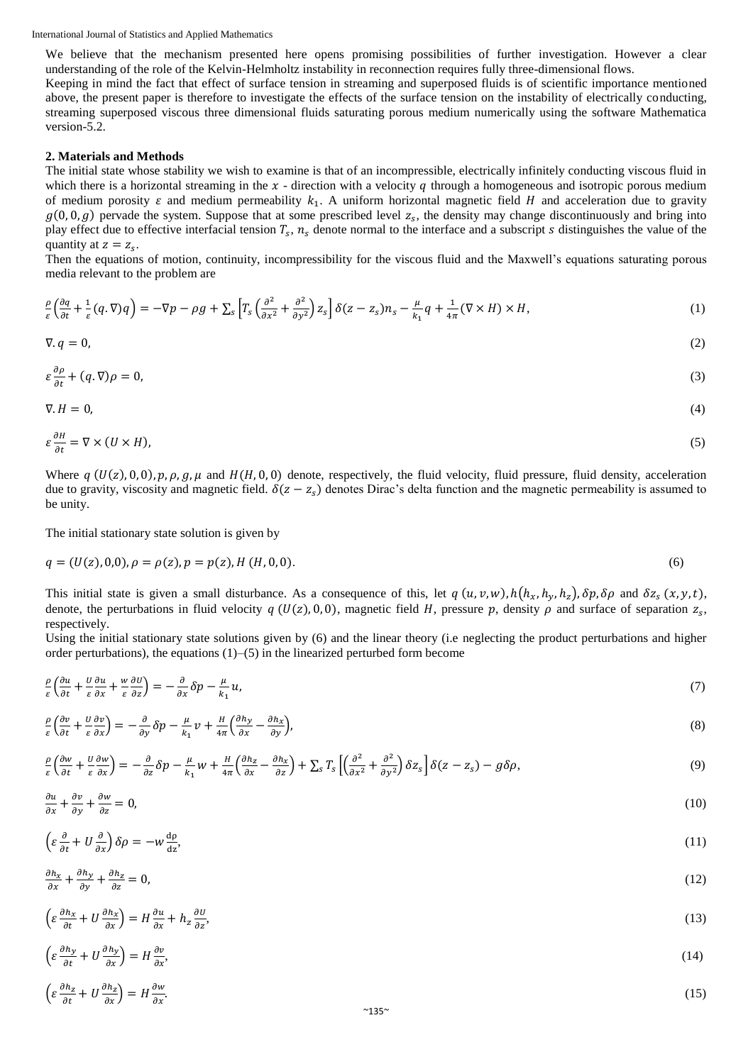We believe that the mechanism presented here opens promising possibilities of further investigation. However a clear understanding of the role of the Kelvin-Helmholtz instability in reconnection requires fully three-dimensional flows.

Keeping in mind the fact that effect of surface tension in streaming and superposed fluids is of scientific importance mentioned above, the present paper is therefore to investigate the effects of the surface tension on the instability of electrically conducting, streaming superposed viscous three dimensional fluids saturating porous medium numerically using the software Mathematica version-5.2.

## 2. Materials and Methods

The initial state whose stability we wish to examine is that of an incompressible, electrically infinitely conducting viscous fluid in which there is a horizontal streaming in the $x$ - direction with a velocity $q$ through a homogeneous and isotropic porous medium of medium porosity $\varepsilon$ and medium permeability $k_1$. A uniform horizontal magnetic field $H$ and acceleration due to gravity $g(0,0,g)$ pervade the system. Suppose that at some prescribed level $z_s$, the density may change discontinuously and bring into play effect due to effective interfacial tension $T_s$, $n_s$ denote normal to the interface and a subscript $s$ distinguishes the value of the quantity at $z = z_s$.

Then the equations of motion, continuity, incompressibility for the viscous fluid and the Maxwell's equations saturating porous media relevant to the problem are

$$\frac{\rho}{\varepsilon}\left(\frac{\partial q}{\partial t} + \frac{1}{\varepsilon}(q.\nabla)q\right) = -\nabla p - \rho g + \sum_s \left[T_s\left(\frac{\partial^2}{\partial x^2} + \frac{\partial^2}{\partial y^2}\right) z_s\right] \delta(z - z_s) n_s - \frac{\mu}{k_1} q + \frac{1}{4\pi}(\nabla \times H) \times H, \tag{1}$$

$$\nabla. q = 0, \tag{2}$$

$$\varepsilon \frac{\partial \rho}{\partial t} + (q.\nabla)\rho = 0, \tag{3}$$

$$\nabla. H = 0, \tag{4}$$

$$\varepsilon \frac{\partial H}{\partial t} = \nabla \times (U \times H), \tag{5}$$

Where $q\,(U(z),0,0), p, \rho, g, \mu$ and $H(H,0,0)$ denote, respectively, the fluid velocity, fluid pressure, fluid density, acceleration due to gravity, viscosity and magnetic field. $\delta(z - z_s)$ denotes Dirac's delta function and the magnetic permeability is assumed to be unity.

The initial stationary state solution is given by

$$q = (U(z), 0,0), \rho = \rho(z), p = p(z), H\,(H, 0, 0). \tag{6}$$

This initial state is given a small disturbance. As a consequence of this, let $q\,(u,v,w), h(h_x,h_y,h_z), \delta p, \delta\rho$ and $\delta z_s\,(x,y,t)$, denote, the perturbations in fluid velocity $q\,(U(z),0,0)$, magnetic field $H$, pressure $p$, density $\rho$ and surface of separation $z_s$, respectively.

Using the initial stationary state solutions given by (6) and the linear theory (i.e neglecting the product perturbations and higher order perturbations), the equations (1)–(5) in the linearized perturbed form become

$$\frac{\rho}{\varepsilon}\left(\frac{\partial u}{\partial t} + \frac{U}{\varepsilon}\frac{\partial u}{\partial x} + \frac{w}{\varepsilon}\frac{\partial U}{\partial z}\right) = -\frac{\partial}{\partial x}\delta p - \frac{\mu}{k_1} u, \tag{7}$$

$$\frac{\rho}{\varepsilon}\left(\frac{\partial v}{\partial t} + \frac{U}{\varepsilon}\frac{\partial v}{\partial x}\right) = -\frac{\partial}{\partial y}\delta p - \frac{\mu}{k_1} v + \frac{H}{4\pi}\left(\frac{\partial h_y}{\partial x} - \frac{\partial h_x}{\partial y}\right), \tag{8}$$

$$\frac{\rho}{\varepsilon}\left(\frac{\partial w}{\partial t} + \frac{U}{\varepsilon}\frac{\partial w}{\partial x}\right) = -\frac{\partial}{\partial z}\delta p - \frac{\mu}{k_1} w + \frac{H}{4\pi}\left(\frac{\partial h_z}{\partial x} - \frac{\partial h_x}{\partial z}\right) + \sum_s T_s\left[\left(\frac{\partial^2}{\partial x^2} + \frac{\partial^2}{\partial y^2}\right)\delta z_s\right]\delta(z - z_s) - g\delta\rho, \tag{9}$$

$$\frac{\partial u}{\partial x} + \frac{\partial v}{\partial y} + \frac{\partial w}{\partial z} = 0, \tag{10}$$

$$\left(\varepsilon\frac{\partial}{\partial t} + U\frac{\partial}{\partial x}\right)\delta\rho = -w\frac{d\rho}{dz}, \tag{11}$$

$$\frac{\partial h_x}{\partial x} + \frac{\partial h_y}{\partial y} + \frac{\partial h_z}{\partial z} = 0, \tag{12}$$

$$\left(\varepsilon\frac{\partial h_x}{\partial t} + U\frac{\partial h_x}{\partial x}\right) = H\frac{\partial u}{\partial x} + h_z\frac{\partial U}{\partial z}, \tag{13}$$

$$\left(\varepsilon\frac{\partial h_y}{\partial t} + U\frac{\partial h_y}{\partial x}\right) = H\frac{\partial v}{\partial x}, \tag{14}$$

$$\left(\varepsilon\frac{\partial h_z}{\partial t} + U\frac{\partial h_z}{\partial x}\right) = H\frac{\partial w}{\partial x}. \tag{15}$$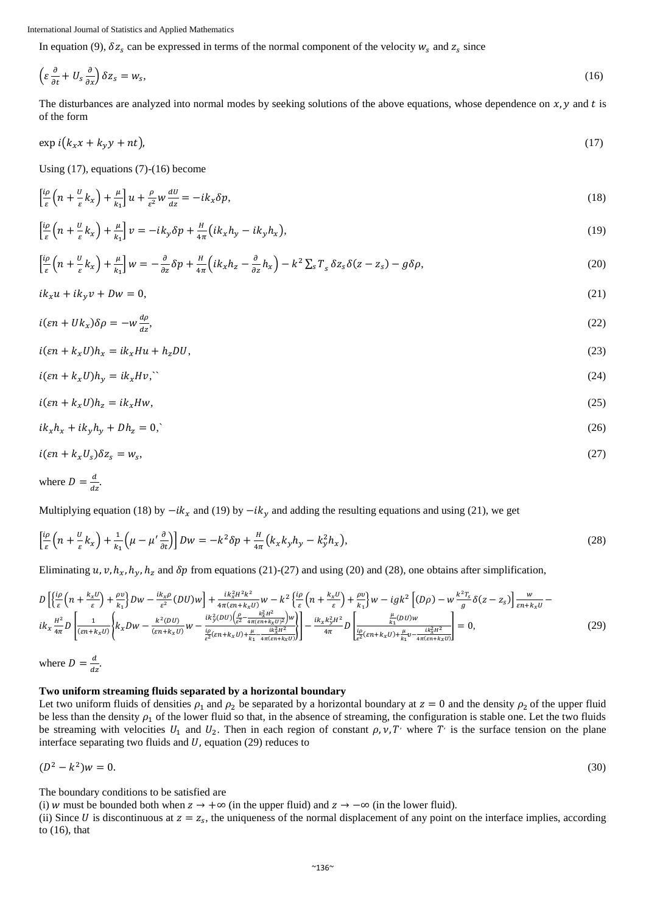In equation (9), $\delta z_s$ can be expressed in terms of the normal component of the velocity $w_s$ and $z_s$ since

$$\left(\varepsilon\frac{\partial}{\partial t} + U_s\frac{\partial}{\partial x}\right)\delta z_s = w_s, \tag{16}$$

The disturbances are analyzed into normal modes by seeking solutions of the above equations, whose dependence on $x, y$ and $t$ is of the form

$$\exp i\left(k_x x + k_y y + nt\right), \tag{17}$$

Using (17), equations (7)-(16) become

$$\left[\frac{i\rho}{\varepsilon}\left(n + \frac{U}{\varepsilon}k_x\right) + \frac{\mu}{k_1}\right]u + \frac{\rho}{\varepsilon^2}w\frac{dU}{dz} = -ik_x\delta p, \tag{18}$$

$$\left[\frac{i\rho}{\varepsilon}\left(n + \frac{U}{\varepsilon}k_x\right) + \frac{\mu}{k_1}\right]v = -ik_y\delta p + \frac{H}{4\pi}\left(ik_x h_y - ik_y h_x\right), \tag{19}$$

$$\left[\frac{i\rho}{\varepsilon}\left(n + \frac{U}{\varepsilon}k_x\right) + \frac{\mu}{k_1}\right]w = -\frac{\partial}{\partial z}\delta p + \frac{H}{4\pi}\left(ik_x h_z - \frac{\partial}{\partial z}h_x\right) - k^2\sum_s T_s\,\delta z_s\delta(z - z_s) - g\delta\rho, \tag{20}$$

$$ik_x u + ik_y v + Dw = 0, \tag{21}$$

$$i(\varepsilon n + Uk_x)\delta\rho = -w\frac{d\rho}{dz}, \tag{22}$$

$$i(\varepsilon n + k_x U)h_x = ik_x Hu + h_z DU, \tag{23}$$

$$i(\varepsilon n + k_x U)h_y = ik_x Hv, \tag{24}$$

$$i(\varepsilon n + k_x U)h_z = ik_x Hw, \tag{25}$$

$$ik_x h_x + ik_y h_y + Dh_z = 0, \tag{26}$$

$$i(\varepsilon n + k_x U_s)\delta z_s = w_s, \tag{27}$$

where $D = \frac{d}{dz}$.

Multiplying equation (18) by $-ik_x$ and (19) by $-ik_y$ and adding the resulting equations and using (21), we get

$$\left[\frac{i\rho}{\varepsilon}\left(n + \frac{U}{\varepsilon}k_x\right) + \frac{1}{k_1}\left(\mu - \mu'\frac{\partial}{\partial t}\right)\right]Dw = -k^2\delta p + \frac{H}{4\pi}\left(k_x k_y h_y - k_y^2 h_x\right), \tag{28}$$

Eliminating $u, v, h_x, h_y, h_z$ and $\delta p$ from equations (21)-(27) and using (20) and (28), one obtains after simplification,

$$D\left[\left\{\frac{i\rho}{\varepsilon}\left(n + \frac{k_x U}{\varepsilon}\right) + \frac{\rho v}{k_1}\right\}Dw - \frac{ik_x\rho}{\varepsilon^2}(DU)w\right] + \frac{ik_x^2 H^2 k^2}{4\pi(\varepsilon n + k_x U)}w - k^2\left\{\frac{i\rho}{\varepsilon}\left(n + \frac{k_x U}{\varepsilon}\right) + \frac{\rho v}{k_1}\right\}w - igk^2\left[(D\rho) - w\frac{k^2 T_s}{g}\delta(z - z_s)\right]\frac{w}{\varepsilon n + k_x U} -$$
$$ik_x\frac{H^2}{4\pi}D\left[\frac{1}{(\varepsilon n + k_x U)}\left\{k_x Dw - \frac{k^2(DU)}{(\varepsilon n + k_x U)}w - \frac{ik_y^2(DU)\left(\frac{\rho}{\varepsilon^2} - \frac{k_x^2 H^2}{4\pi(\varepsilon n + k_x U)^2}\right)w}{\frac{i\rho}{\varepsilon^2}(\varepsilon n + k_x U) + \frac{\mu}{k_1} - \frac{ik_x^2 H^2}{4\pi(\varepsilon n + k_x U)}}\right\}\right] - \frac{ik_x k_y^2 H^2}{4\pi}D\left[\frac{\frac{\mu}{k_1}(DU)w}{\frac{i\rho}{\varepsilon^2}(\varepsilon n + k_x U) + \frac{\mu}{k_1}v - \frac{ik_x^2 H^2}{4\pi(\varepsilon n + k_x U)}}\right] = 0, \tag{29}$$

where $D = \frac{d}{dz}$.

**Two uniform streaming fluids separated by a horizontal boundary**

Let two uniform fluids of densities $\rho_1$ and $\rho_2$ be separated by a horizontal boundary at $z = 0$ and the density $\rho_2$ of the upper fluid be less than the density $\rho_1$ of the lower fluid so that, in the absence of streaming, the configuration is stable one. Let the two fluids be streaming with velocities $U_1$ and $U_2$. Then in each region of constant $\rho, v, T'$ where $T'$ is the surface tension on the plane interface separating two fluids and $U$, equation (29) reduces to

$$(D^2 - k^2)w = 0. \tag{30}$$

The boundary conditions to be satisfied are

(i) $w$ must be bounded both when $z \to +\infty$ (in the upper fluid) and $z \to -\infty$ (in the lower fluid).

(ii) Since $U$ is discontinuous at $z = z_s$, the uniqueness of the normal displacement of any point on the interface implies, according to (16), that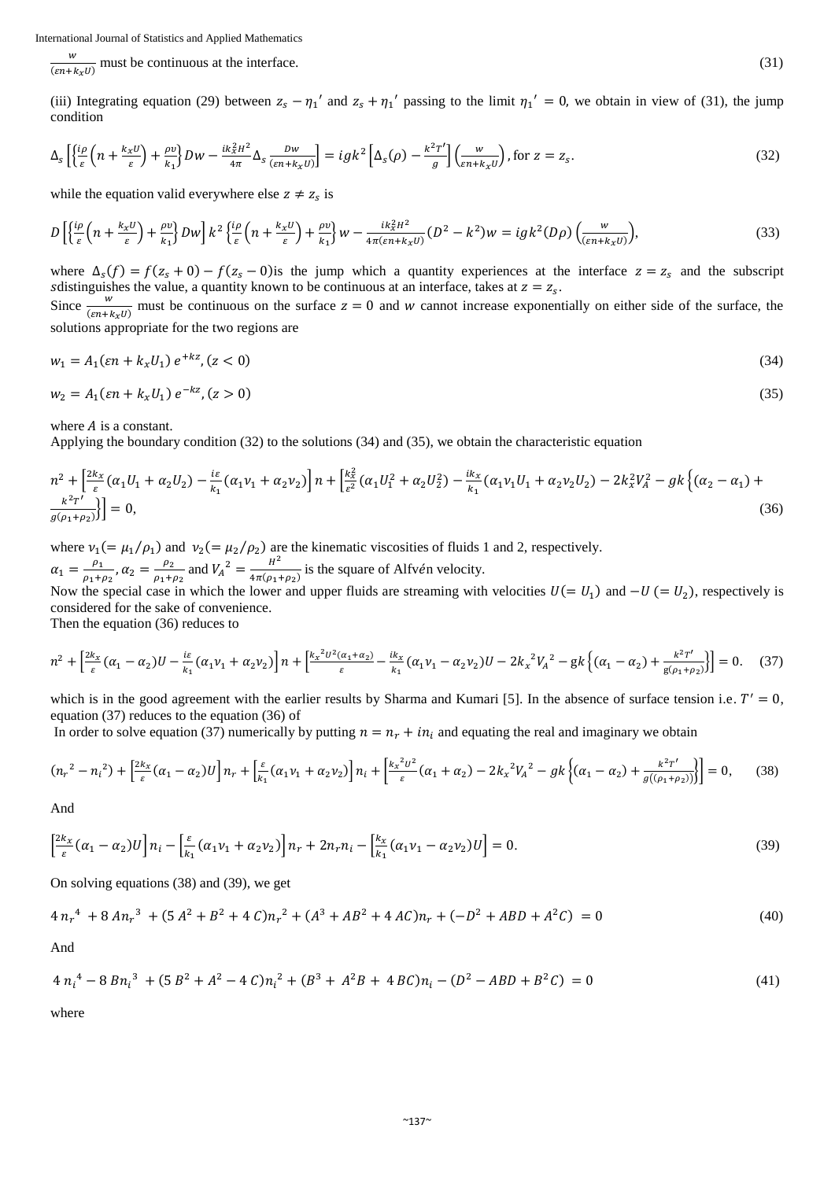$\frac{w}{(\varepsilon n+k_x U)}$ must be continuous at the interface. (31)

(iii) Integrating equation (29) between $z_s - \eta_1'$ and $z_s + \eta_1'$ passing to the limit $\eta_1' = 0$, we obtain in view of (31), the jump condition

$$\Delta_s\left[\left\{\frac{i\rho}{\varepsilon}\left(n+\frac{k_x U}{\varepsilon}\right)+\frac{\rho\upsilon}{k_1}\right\}Dw - \frac{ik_x^2 H^2}{4\pi}\Delta_s\frac{Dw}{(\varepsilon n+k_x U)}\right] = igk^2\left[\Delta_s(\rho) - \frac{k^2 T'}{g}\right]\left(\frac{w}{\varepsilon n+k_x U}\right), \text{for } z = z_s. \tag{32}$$

while the equation valid everywhere else $z \neq z_s$ is

$$D\left[\left\{\frac{i\rho}{\varepsilon}\left(n+\frac{k_x U}{\varepsilon}\right)+\frac{\rho\upsilon}{k_1}\right\}Dw\right]k^2\left\{\frac{i\rho}{\varepsilon}\left(n+\frac{k_x U}{\varepsilon}\right)+\frac{\rho\upsilon}{k_1}\right\}w - \frac{ik_x^2 H^2}{4\pi(\varepsilon n+k_x U)}(D^2-k^2)w = igk^2(D\rho)\left(\frac{w}{(\varepsilon n+k_x U)}\right), \tag{33}$$

where $\Delta_s(f) = f(z_s+0) - f(z_s-0)$is the jump which a quantity experiences at the interface $z = z_s$ and the subscript $s$distinguishes the value, a quantity known to be continuous at an interface, takes at $z = z_s$.
Since $\frac{w}{(\varepsilon n+k_x U)}$ must be continuous on the surface $z = 0$ and $w$ cannot increase exponentially on either side of the surface, the solutions appropriate for the two regions are

$$w_1 = A_1(\varepsilon n + k_x U_1)\, e^{+kz}, (z < 0) \tag{34}$$

$$w_2 = A_1(\varepsilon n + k_x U_1)\, e^{-kz}, (z > 0) \tag{35}$$

where $A$ is a constant.
Applying the boundary condition (32) to the solutions (34) and (35), we obtain the characteristic equation

$$n^2 + \left[\frac{2k_x}{\varepsilon}(\alpha_1 U_1 + \alpha_2 U_2) - \frac{i\varepsilon}{k_1}(\alpha_1\nu_1 + \alpha_2\nu_2)\right]n + \left[\frac{k_x^2}{\varepsilon^2}(\alpha_1 U_1^2 + \alpha_2 U_2^2) - \frac{ik_x}{k_1}(\alpha_1\nu_1 U_1 + \alpha_2\nu_2 U_2) - 2k_x^2 V_A^2 - gk\left\{(\alpha_2 - \alpha_1) + \frac{k^2 T'}{g(\rho_1+\rho_2)}\right\}\right] = 0, \tag{36}$$

where $\nu_1 (= \mu_1/\rho_1)$ and $\nu_2 (= \mu_2/\rho_2)$ are the kinematic viscosities of fluids 1 and 2, respectively.
$\alpha_1 = \frac{\rho_1}{\rho_1+\rho_2}, \alpha_2 = \frac{\rho_2}{\rho_1+\rho_2}$ and $V_A{}^2 = \frac{H^2}{4\pi(\rho_1+\rho_2)}$ is the square of Alfvén velocity.
Now the special case in which the lower and upper fluids are streaming with velocities $U(=U_1)$ and $-U(=U_2)$, respectively is considered for the sake of convenience.
Then the equation (36) reduces to

$$n^2 + \left[\frac{2k_x}{\varepsilon}(\alpha_1 - \alpha_2)U - \frac{i\varepsilon}{k_1}(\alpha_1\nu_1 + \alpha_2\nu_2)\right]n + \left[\frac{k_x{}^2 U^2(\alpha_1+\alpha_2)}{\varepsilon} - \frac{ik_x}{k_1}(\alpha_1\nu_1 - \alpha_2\nu_2)U - 2k_x{}^2 V_A{}^2 - gk\left\{(\alpha_1 - \alpha_2) + \frac{k^2 T'}{g(\rho_1+\rho_2)}\right\}\right] = 0. \tag{37}$$

which is in the good agreement with the earlier results by Sharma and Kumari [5]. In the absence of surface tension i.e. $T' = 0$, equation (37) reduces to the equation (36) of

In order to solve equation (37) numerically by putting $n = n_r + in_i$ and equating the real and imaginary we obtain

$$(n_r{}^2 - n_i{}^2) + \left[\frac{2k_x}{\varepsilon}(\alpha_1 - \alpha_2)U\right]n_r + \left[\frac{\varepsilon}{k_1}(\alpha_1\nu_1 + \alpha_2\nu_2)\right]n_i + \left[\frac{k_x{}^2 U^2}{\varepsilon}(\alpha_1 + \alpha_2) - 2k_x{}^2 V_A{}^2 - gk\left\{(\alpha_1 - \alpha_2) + \frac{k^2 T'}{g((\rho_1+\rho_2))}\right\}\right] = 0, \tag{38}$$

And

$$\left[\frac{2k_x}{\varepsilon}(\alpha_1 - \alpha_2)U\right]n_i - \left[\frac{\varepsilon}{k_1}(\alpha_1\nu_1 + \alpha_2\nu_2)\right]n_r + 2n_r n_i - \left[\frac{k_x}{k_1}(\alpha_1\nu_1 - \alpha_2\nu_2)U\right] = 0. \tag{39}$$

On solving equations (38) and (39), we get

$$4\,n_r{}^4 + 8\,An_r{}^3 + (5\,A^2 + B^2 + 4\,C)n_r{}^2 + (A^3 + AB^2 + 4\,AC)n_r + (-D^2 + ABD + A^2 C) = 0 \tag{40}$$

And

$$4\,n_i{}^4 - 8\,Bn_i{}^3 + (5\,B^2 + A^2 - 4\,C)n_i{}^2 + (B^3 + A^2 B + 4\,BC)n_i - (D^2 - ABD + B^2 C) = 0 \tag{41}$$

where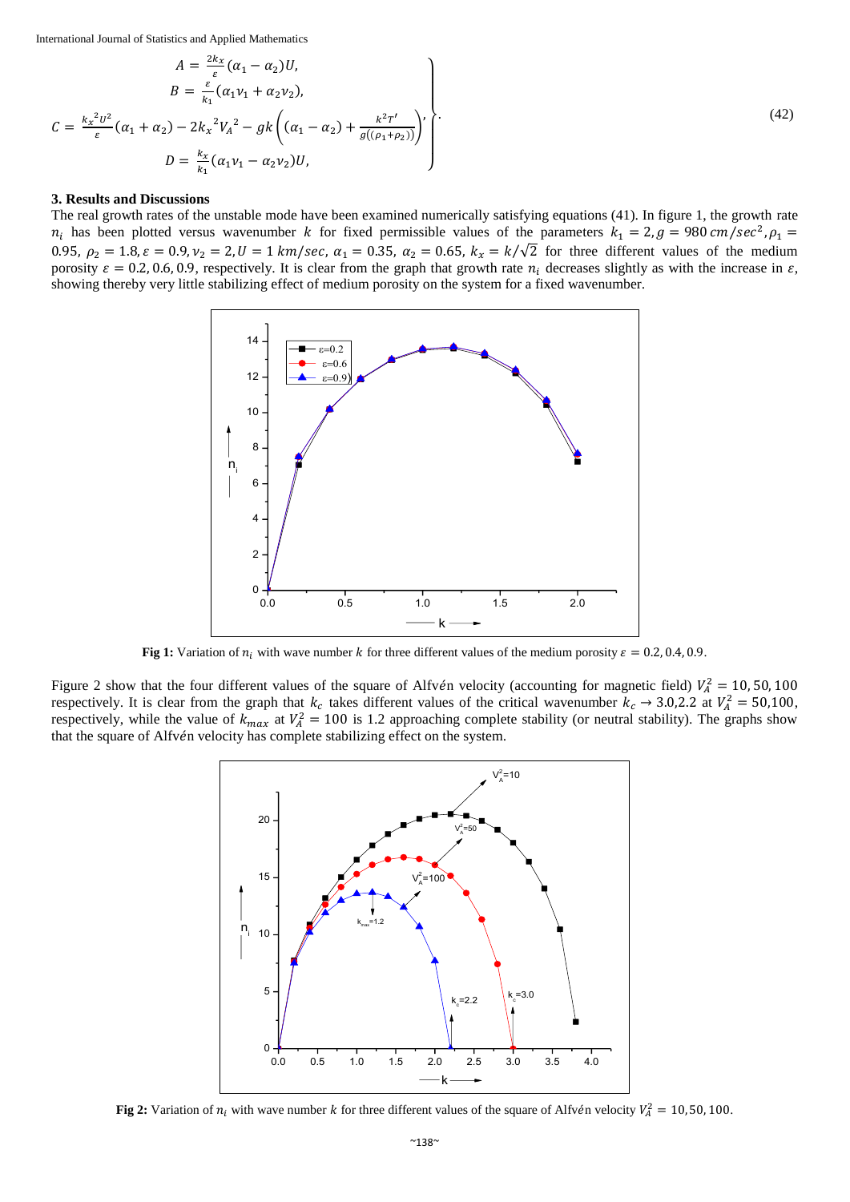$$\left.\begin{aligned} A &= \frac{2k_x}{\varepsilon}(\alpha_1 - \alpha_2)U, \\ B &= \frac{\varepsilon}{k_1}(\alpha_1 \nu_1 + \alpha_2 \nu_2), \\ C &= \frac{{k_x}^2 U^2}{\varepsilon}(\alpha_1 + \alpha_2) - 2{k_x}^2 {V_A}^2 - gk\left((\alpha_1 - \alpha_2) + \frac{k^2 T'}{g((\rho_1 + \rho_2))}\right), \\ D &= \frac{k_x}{k_1}(\alpha_1 \nu_1 - \alpha_2 \nu_2)U, \end{aligned}\right\}. \tag{42}$$

### 3. Results and Discussions

The real growth rates of the unstable mode have been examined numerically satisfying equations (41). In figure 1, the growth rate $n_i$ has been plotted versus wavenumber $k$ for fixed permissible values of the parameters $k_1 = 2, g = 980\, cm/sec^2, \rho_1 = 0.95$, $\rho_2 = 1.8, \varepsilon = 0.9, \nu_2 = 2, U = 1\, km/sec$, $\alpha_1 = 0.35$, $\alpha_2 = 0.65$, $k_x = k/\sqrt{2}$ for three different values of the medium porosity $\varepsilon = 0.2, 0.6, 0.9$, respectively. It is clear from the graph that growth rate $n_i$ decreases slightly as with the increase in $\varepsilon$, showing thereby very little stabilizing effect of medium porosity on the system for a fixed wavenumber.

**Fig 1:** Variation of $n_i$ with wave number $k$ for three different values of the medium porosity $\varepsilon = 0.2, 0.4, 0.9$.

Figure 2 show that the four different values of the square of Alfvén velocity (accounting for magnetic field) $V_A^2 = 10, 50, 100$ respectively. It is clear from the graph that $k_c$ takes different values of the critical wavenumber $k_c \to 3.0, 2.2$ at $V_A^2 = 50, 100$, respectively, while the value of $k_{max}$ at $V_A^2 = 100$ is 1.2 approaching complete stability (or neutral stability). The graphs show that the square of Alfvén velocity has complete stabilizing effect on the system.

**Fig 2:** Variation of $n_i$ with wave number $k$ for three different values of the square of Alfvén velocity $V_A^2 = 10, 50, 100$.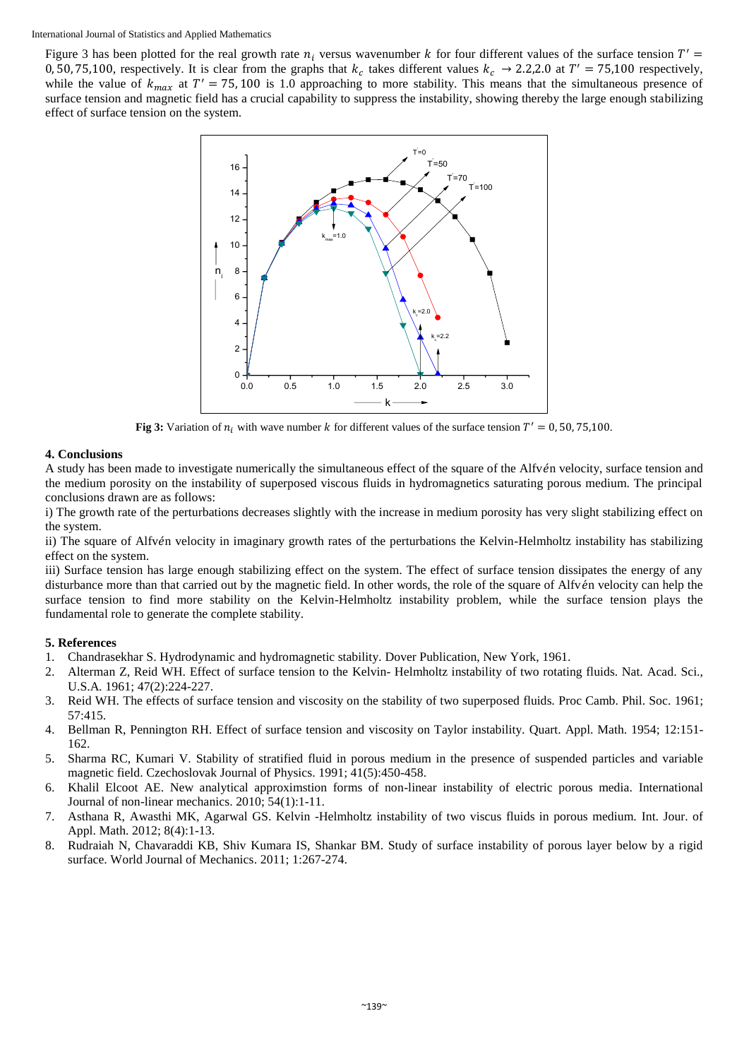Figure 3 has been plotted for the real growth rate $n_i$ versus wavenumber $k$ for four different values of the surface tension $T' = 0, 50, 75, 100$, respectively. It is clear from the graphs that $k_c$ takes different values $k_c \to 2.2, 2.0$ at $T' = 75, 100$ respectively, while the value of $k_{max}$ at $T' = 75, 100$ is 1.0 approaching to more stability. This means that the simultaneous presence of surface tension and magnetic field has a crucial capability to suppress the instability, showing thereby the large enough stabilizing effect of surface tension on the system.

T'=0
T'=50
T'=70
T'=100
$k_{max}$=1.0
$k_c$=2.0
$k_c$=2.2
$n_i$
k
0
2
4
6
8
10
12
14
16
0.0
0.5
1.0
1.5
2.0
2.5
3.0

**Fig 3:** Variation of $n_i$ with wave number $k$ for different values of the surface tension $T' = 0, 50, 75, 100$.

## 4. Conclusions

A study has been made to investigate numerically the simultaneous effect of the square of the Alfvén velocity, surface tension and the medium porosity on the instability of superposed viscous fluids in hydromagnetics saturating porous medium. The principal conclusions drawn are as follows:

i) The growth rate of the perturbations decreases slightly with the increase in medium porosity has very slight stabilizing effect on the system.

ii) The square of Alfvén velocity in imaginary growth rates of the perturbations the Kelvin-Helmholtz instability has stabilizing effect on the system.

iii) Surface tension has large enough stabilizing effect on the system. The effect of surface tension dissipates the energy of any disturbance more than that carried out by the magnetic field. In other words, the role of the square of Alfvén velocity can help the surface tension to find more stability on the Kelvin-Helmholtz instability problem, while the surface tension plays the fundamental role to generate the complete stability.

## 5. References

1. Chandrasekhar S. Hydrodynamic and hydromagnetic stability. Dover Publication, New York, 1961.
2. Alterman Z, Reid WH. Effect of surface tension to the Kelvin- Helmholtz instability of two rotating fluids. Nat. Acad. Sci., U.S.A. 1961; 47(2):224-227.
3. Reid WH. The effects of surface tension and viscosity on the stability of two superposed fluids. Proc Camb. Phil. Soc. 1961; 57:415.
4. Bellman R, Pennington RH. Effect of surface tension and viscosity on Taylor instability. Quart. Appl. Math. 1954; 12:151-162.
5. Sharma RC, Kumari V. Stability of stratified fluid in porous medium in the presence of suspended particles and variable magnetic field. Czechoslovak Journal of Physics. 1991; 41(5):450-458.
6. Khalil Elcoot AE. New analytical approximstion forms of non-linear instability of electric porous media. International Journal of non-linear mechanics. 2010; 54(1):1-11.
7. Asthana R, Awasthi MK, Agarwal GS. Kelvin -Helmholtz instability of two viscus fluids in porous medium. Int. Jour. of Appl. Math. 2012; 8(4):1-13.
8. Rudraiah N, Chavaraddi KB, Shiv Kumara IS, Shankar BM. Study of surface instability of porous layer below by a rigid surface. World Journal of Mechanics. 2011; 1:267-274.